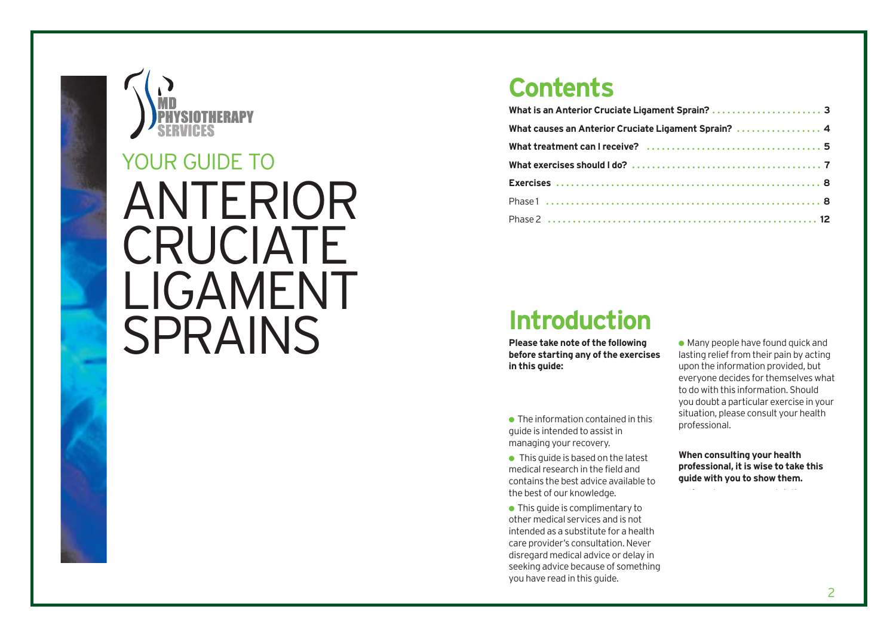MD PHYSIOTHERAPY SERVICES

YOUR GUIDE TO

# ANTERIOR CRUCIATE LIGAMENT SPRAINS

## Contents

| | |
|---|---|
| **What is an Anterior Cruciate Ligament Sprain?** | **3** |
| **What causes an Anterior Cruciate Ligament Sprain?** | **4** |
| **What treatment can I receive?** | **5** |
| **What exercises should I do?** | **7** |
| **Exercises** | **8** |
| Phase 1 | **8** |
| Phase 2 | **12** |

## Introduction

**Please take note of the following before starting any of the exercises in this guide:**

- The information contained in this guide is intended to assist in managing your recovery.
- This guide is based on the latest medical research in the field and contains the best advice available to the best of our knowledge.
- This guide is complimentary to other medical services and is not intended as a substitute for a health care provider's consultation. Never disregard medical advice or delay in seeking advice because of something you have read in this guide.
- Many people have found quick and lasting relief from their pain by acting upon the information provided, but everyone decides for themselves what to do with this information. Should you doubt a particular exercise in your situation, please consult your health professional.

**When consulting your health professional, it is wise to take this guide with you to show them.**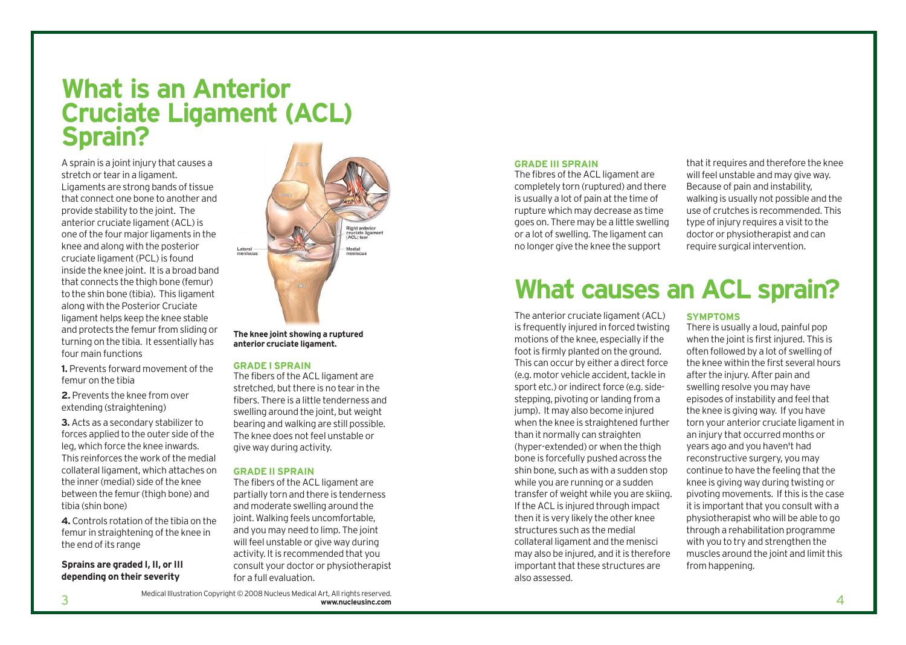# What is an Anterior Cruciate Ligament (ACL) Sprain?

A sprain is a joint injury that causes a stretch or tear in a ligament. Ligaments are strong bands of tissue that connect one bone to another and provide stability to the joint. The anterior cruciate ligament (ACL) is one of the four major ligaments in the knee and along with the posterior cruciate ligament (PCL) is found inside the knee joint. It is a broad band that connects the thigh bone (femur) to the shin bone (tibia). This ligament along with the Posterior Cruciate ligament helps keep the knee stable and protects the femur from sliding or turning on the tibia. It essentially has four main functions

**1.** Prevents forward movement of the femur on the tibia

**2.** Prevents the knee from over extending (straightening)

**3.** Acts as a secondary stabilizer to forces applied to the outer side of the leg, which force the knee inwards. This reinforces the work of the medial collateral ligament, which attaches on the inner (medial) side of the knee between the femur (thigh bone) and tibia (shin bone)

**4.** Controls rotation of the tibia on the femur in straightening of the knee in the end of its range

**Sprains are graded I, II, or III depending on their severity**

**The knee joint showing a ruptured anterior cruciate ligament.**

### GRADE I SPRAIN

The fibers of the ACL ligament are stretched, but there is no tear in the fibers. There is a little tenderness and swelling around the joint, but weight bearing and walking are still possible. The knee does not feel unstable or give way during activity.

### GRADE II SPRAIN

The fibers of the ACL ligament are partially torn and there is tenderness and moderate swelling around the joint. Walking feels uncomfortable, and you may need to limp. The joint will feel unstable or give way during activity. It is recommended that you consult your doctor or physiotherapist for a full evaluation.

Medical Illustration Copyright © 2008 Nucleus Medical Art, All rights reserved. **www.nucleusinc.com**

### GRADE III SPRAIN

The fibres of the ACL ligament are completely torn (ruptured) and there is usually a lot of pain at the time of rupture which may decrease as time goes on. There may be a little swelling or a lot of swelling. The ligament can no longer give the knee the support that it requires and therefore the knee will feel unstable and may give way. Because of pain and instability, walking is usually not possible and the use of crutches is recommended. This type of injury requires a visit to the doctor or physiotherapist and can require surgical intervention.

# What causes an ACL sprain?

The anterior cruciate ligament (ACL) is frequently injured in forced twisting motions of the knee, especially if the foot is firmly planted on the ground. This can occur by either a direct force (e.g. motor vehicle accident, tackle in sport etc.) or indirect force (e.g. side-stepping, pivoting or landing from a jump). It may also become injured when the knee is straightened further than it normally can straighten (hyper-extended) or when the thigh bone is forcefully pushed across the shin bone, such as with a sudden stop while you are running or a sudden transfer of weight while you are skiing. If the ACL is injured through impact then it is very likely the other knee structures such as the medial collateral ligament and the menisci may also be injured, and it is therefore important that these structures are also assessed.

### SYMPTOMS

There is usually a loud, painful pop when the joint is first injured. This is often followed by a lot of swelling of the knee within the first several hours after the injury. After pain and swelling resolve you may have episodes of instability and feel that the knee is giving way. If you have torn your anterior cruciate ligament in an injury that occurred months or years ago and you haven't had reconstructive surgery, you may continue to have the feeling that the knee is giving way during twisting or pivoting movements. If this is the case it is important that you consult with a physiotherapist who will be able to go through a rehabilitation programme with you to try and strengthen the muscles around the joint and limit this from happening.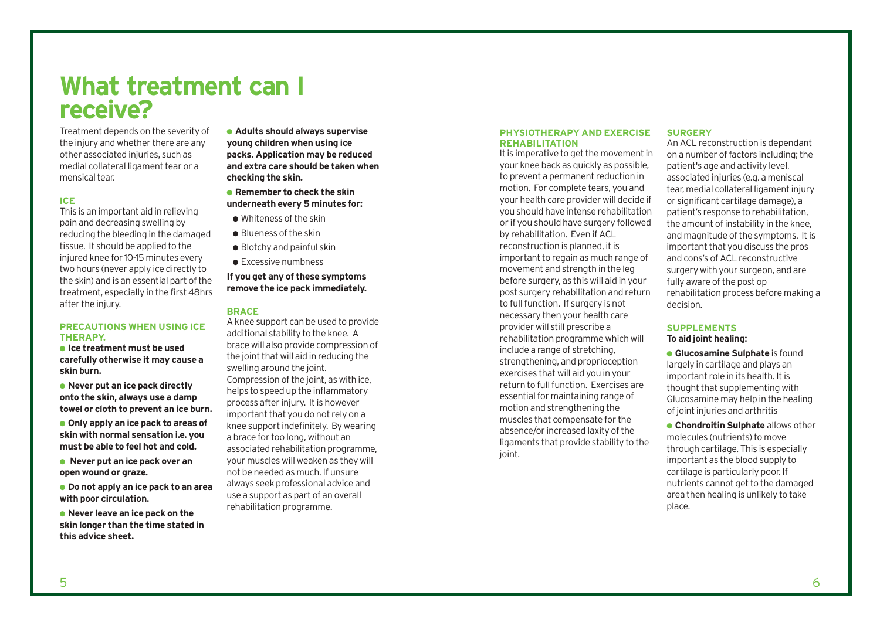# What treatment can I receive?

Treatment depends on the severity of the injury and whether there are any other associated injuries, such as medial collateral ligament tear or a mensical tear.

### ICE

This is an important aid in relieving pain and decreasing swelling by reducing the bleeding in the damaged tissue. It should be applied to the injured knee for 10-15 minutes every two hours (never apply ice directly to the skin) and is an essential part of the treatment, especially in the first 48hrs after the injury.

### PRECAUTIONS WHEN USING ICE THERAPY.

- **Ice treatment must be used carefully otherwise it may cause a skin burn.**
- **Never put an ice pack directly onto the skin, always use a damp towel or cloth to prevent an ice burn.**
- **Only apply an ice pack to areas of skin with normal sensation i.e. you must be able to feel hot and cold.**
- **Never put an ice pack over an open wound or graze.**
- **Do not apply an ice pack to an area with poor circulation.**
- **Never leave an ice pack on the skin longer than the time stated in this advice sheet.**
- **Adults should always supervise young children when using ice packs. Application may be reduced and extra care should be taken when checking the skin.**
- **Remember to check the skin underneath every 5 minutes for:**
  - Whiteness of the skin
  - Blueness of the skin
  - Blotchy and painful skin
  - Excessive numbness

**If you get any of these symptoms remove the ice pack immediately.**

### BRACE

A knee support can be used to provide additional stability to the knee. A brace will also provide compression of the joint that will aid in reducing the swelling around the joint. Compression of the joint, as with ice, helps to speed up the inflammatory process after injury. It is however important that you do not rely on a knee support indefinitely. By wearing a brace for too long, without an associated rehabilitation programme, your muscles will weaken as they will not be needed as much. If unsure always seek professional advice and use a support as part of an overall rehabilitation programme.

### PHYSIOTHERAPY AND EXERCISE REHABILITATION

It is imperative to get the movement in your knee back as quickly as possible, to prevent a permanent reduction in motion. For complete tears, you and your health care provider will decide if you should have intense rehabilitation or if you should have surgery followed by rehabilitation. Even if ACL reconstruction is planned, it is important to regain as much range of movement and strength in the leg before surgery, as this will aid in your post surgery rehabilitation and return to full function. If surgery is not necessary then your health care provider will still prescribe a rehabilitation programme which will include a range of stretching, strengthening, and proprioception exercises that will aid you in your return to full function. Exercises are essential for maintaining range of motion and strengthening the muscles that compensate for the absence/or increased laxity of the ligaments that provide stability to the joint.

### SURGERY

An ACL reconstruction is dependant on a number of factors including; the patient's age and activity level, associated injuries (e.g. a meniscal tear, medial collateral ligament injury or significant cartilage damage), a patient's response to rehabilitation, the amount of instability in the knee, and magnitude of the symptoms. It is important that you discuss the pros and cons's of ACL reconstructive surgery with your surgeon, and are fully aware of the post op rehabilitation process before making a decision.

### SUPPLEMENTS

**To aid joint healing:**

- **Glucosamine Sulphate** is found largely in cartilage and plays an important role in its health. It is thought that supplementing with Glucosamine may help in the healing of joint injuries and arthritis
- **Chondroitin Sulphate** allows other molecules (nutrients) to move through cartilage. This is especially important as the blood supply to cartilage is particularly poor. If nutrients cannot get to the damaged area then healing is unlikely to take place.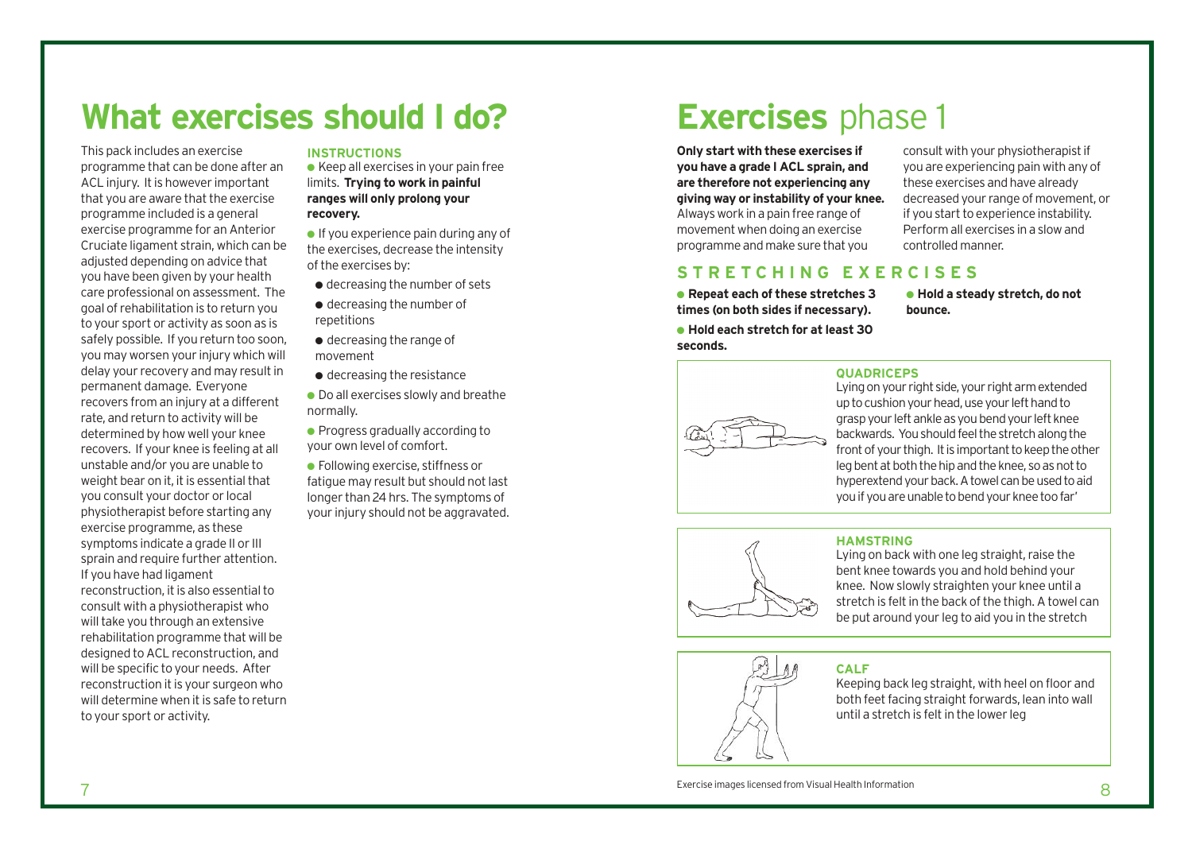# What exercises should I do?

This pack includes an exercise programme that can be done after an ACL injury. It is however important that you are aware that the exercise programme included is a general exercise programme for an Anterior Cruciate ligament strain, which can be adjusted depending on advice that you have been given by your health care professional on assessment. The goal of rehabilitation is to return you to your sport or activity as soon as is safely possible. If you return too soon, you may worsen your injury which will delay your recovery and may result in permanent damage. Everyone recovers from an injury at a different rate, and return to activity will be determined by how well your knee recovers. If your knee is feeling at all unstable and/or you are unable to weight bear on it, it is essential that you consult your doctor or local physiotherapist before starting any exercise programme, as these symptoms indicate a grade II or III sprain and require further attention. If you have had ligament reconstruction, it is also essential to consult with a physiotherapist who will take you through an extensive rehabilitation programme that will be designed to ACL reconstruction, and will be specific to your needs. After reconstruction it is your surgeon who will determine when it is safe to return to your sport or activity.

### INSTRUCTIONS

- Keep all exercises in your pain free limits. **Trying to work in painful ranges will only prolong your recovery.**
- If you experience pain during any of the exercises, decrease the intensity of the exercises by:
  - decreasing the number of sets
  - decreasing the number of repetitions
  - decreasing the range of movement
  - decreasing the resistance
- Do all exercises slowly and breathe normally.
- Progress gradually according to your own level of comfort.
- Following exercise, stiffness or fatigue may result but should not last longer than 24 hrs. The symptoms of your injury should not be aggravated.

# **Exercises** phase 1

**Only start with these exercises if you have a grade I ACL sprain, and are therefore not experiencing any giving way or instability of your knee.** Always work in a pain free range of movement when doing an exercise programme and make sure that you consult with your physiotherapist if you are experiencing pain with any of these exercises and have already decreased your range of movement, or if you start to experience instability. Perform all exercises in a slow and controlled manner.

## STRETCHING EXERCISES

- **Repeat each of these stretches 3 times (on both sides if necessary).**
- **Hold each stretch for at least 30 seconds.**
- **Hold a steady stretch, do not bounce.**

### QUADRICEPS

Lying on your right side, your right arm extended up to cushion your head, use your left hand to grasp your left ankle as you bend your left knee backwards. You should feel the stretch along the front of your thigh. It is important to keep the other leg bent at both the hip and the knee, so as not to hyperextend your back. A towel can be used to aid you if you are unable to bend your knee too far'

### HAMSTRING

Lying on back with one leg straight, raise the bent knee towards you and hold behind your knee. Now slowly straighten your knee until a stretch is felt in the back of the thigh. A towel can be put around your leg to aid you in the stretch

### CALF

Keeping back leg straight, with heel on floor and both feet facing straight forwards, lean into wall until a stretch is felt in the lower leg

Exercise images licensed from Visual Health Information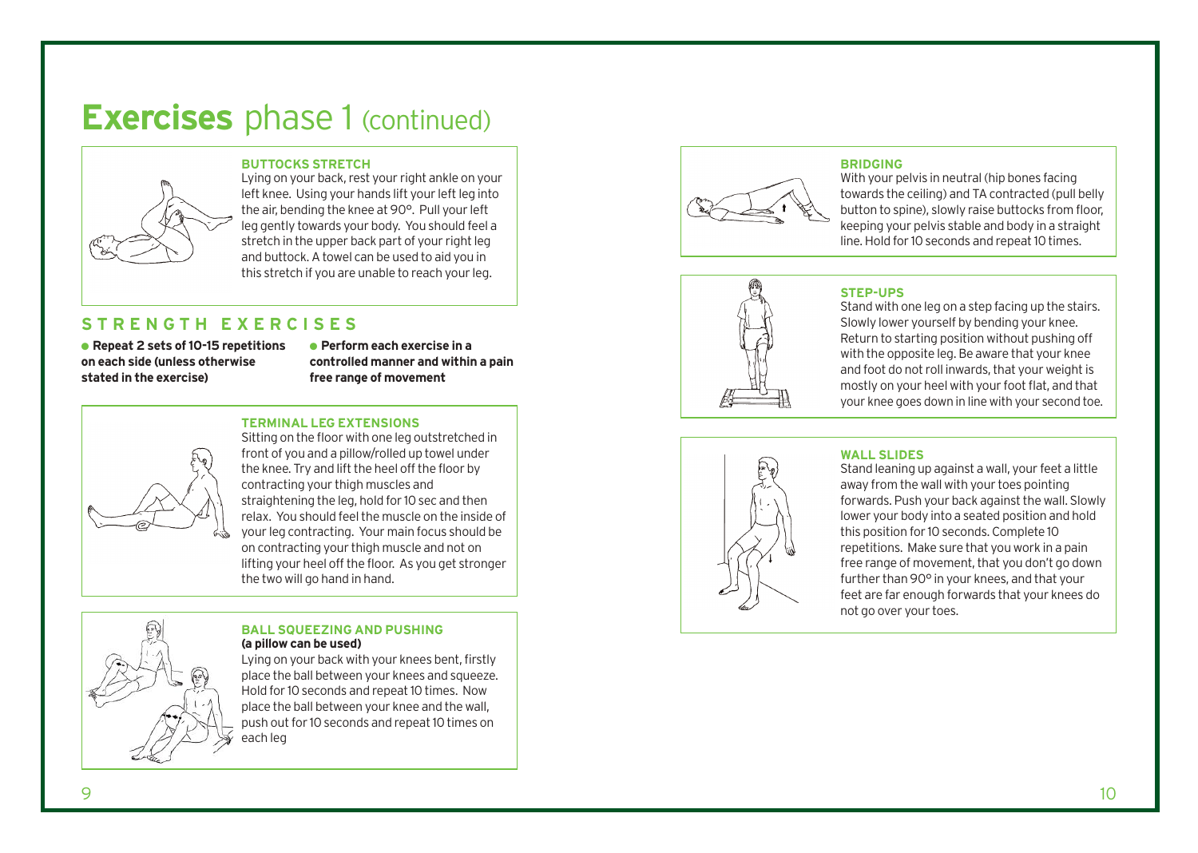# **Exercises** phase 1 (continued)

### BUTTOCKS STRETCH

Lying on your back, rest your right ankle on your left knee. Using your hands lift your left leg into the air, bending the knee at 90°. Pull your left leg gently towards your body. You should feel a stretch in the upper back part of your right leg and buttock. A towel can be used to aid you in this stretch if you are unable to reach your leg.

## STRENGTH EXERCISES

- **Repeat 2 sets of 10-15 repetitions on each side (unless otherwise stated in the exercise)**
- **Perform each exercise in a controlled manner and within a pain free range of movement**

### TERMINAL LEG EXTENSIONS

Sitting on the floor with one leg outstretched in front of you and a pillow/rolled up towel under the knee. Try and lift the heel off the floor by contracting your thigh muscles and straightening the leg, hold for 10 sec and then relax. You should feel the muscle on the inside of your leg contracting. Your main focus should be on contracting your thigh muscle and not on lifting your heel off the floor. As you get stronger the two will go hand in hand.

### BALL SQUEEZING AND PUSHING
**(a pillow can be used)**

Lying on your back with your knees bent, firstly place the ball between your knees and squeeze. Hold for 10 seconds and repeat 10 times. Now place the ball between your knee and the wall, push out for 10 seconds and repeat 10 times on each leg

### BRIDGING

With your pelvis in neutral (hip bones facing towards the ceiling) and TA contracted (pull belly button to spine), slowly raise buttocks from floor, keeping your pelvis stable and body in a straight line. Hold for 10 seconds and repeat 10 times.

### STEP-UPS

Stand with one leg on a step facing up the stairs. Slowly lower yourself by bending your knee. Return to starting position without pushing off with the opposite leg. Be aware that your knee and foot do not roll inwards, that your weight is mostly on your heel with your foot flat, and that your knee goes down in line with your second toe.

### WALL SLIDES

Stand leaning up against a wall, your feet a little away from the wall with your toes pointing forwards. Push your back against the wall. Slowly lower your body into a seated position and hold this position for 10 seconds. Complete 10 repetitions. Make sure that you work in a pain free range of movement, that you don't go down further than 90° in your knees, and that your feet are far enough forwards that your knees do not go over your toes.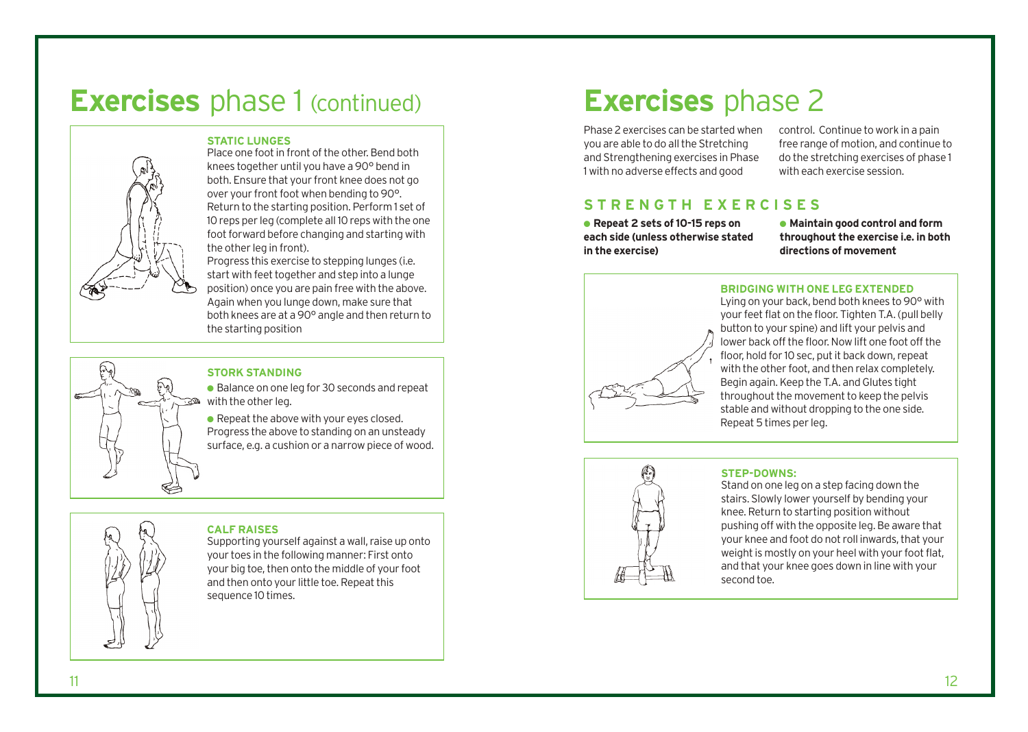# Exercises phase 1 (continued)

### STATIC LUNGES

Place one foot in front of the other. Bend both knees together until you have a 90° bend in both. Ensure that your front knee does not go over your front foot when bending to 90°. Return to the starting position. Perform 1 set of 10 reps per leg (complete all 10 reps with the one foot forward before changing and starting with the other leg in front).

Progress this exercise to stepping lunges (i.e. start with feet together and step into a lunge position) once you are pain free with the above. Again when you lunge down, make sure that both knees are at a 90° angle and then return to the starting position

### STORK STANDING

- Balance on one leg for 30 seconds and repeat with the other leg.
- Repeat the above with your eyes closed. Progress the above to standing on an unsteady surface, e.g. a cushion or a narrow piece of wood.

### CALF RAISES

Supporting yourself against a wall, raise up onto your toes in the following manner: First onto your big toe, then onto the middle of your foot and then onto your little toe. Repeat this sequence 10 times.

# Exercises phase 2

Phase 2 exercises can be started when you are able to do all the Stretching and Strengthening exercises in Phase 1 with no adverse effects and good control. Continue to work in a pain free range of motion, and continue to do the stretching exercises of phase 1 with each exercise session.

## STRENGTH EXERCISES

- **Repeat 2 sets of 10-15 reps on each side (unless otherwise stated in the exercise)**
- **Maintain good control and form throughout the exercise i.e. in both directions of movement**

### BRIDGING WITH ONE LEG EXTENDED

Lying on your back, bend both knees to 90° with your feet flat on the floor. Tighten T.A. (pull belly button to your spine) and lift your pelvis and lower back off the floor. Now lift one foot off the floor, hold for 10 sec, put it back down, repeat with the other foot, and then relax completely. Begin again. Keep the T.A. and Glutes tight throughout the movement to keep the pelvis stable and without dropping to the one side. Repeat 5 times per leg.

### STEP-DOWNS:

Stand on one leg on a step facing down the stairs. Slowly lower yourself by bending your knee. Return to starting position without pushing off with the opposite leg. Be aware that your knee and foot do not roll inwards, that your weight is mostly on your heel with your foot flat, and that your knee goes down in line with your second toe.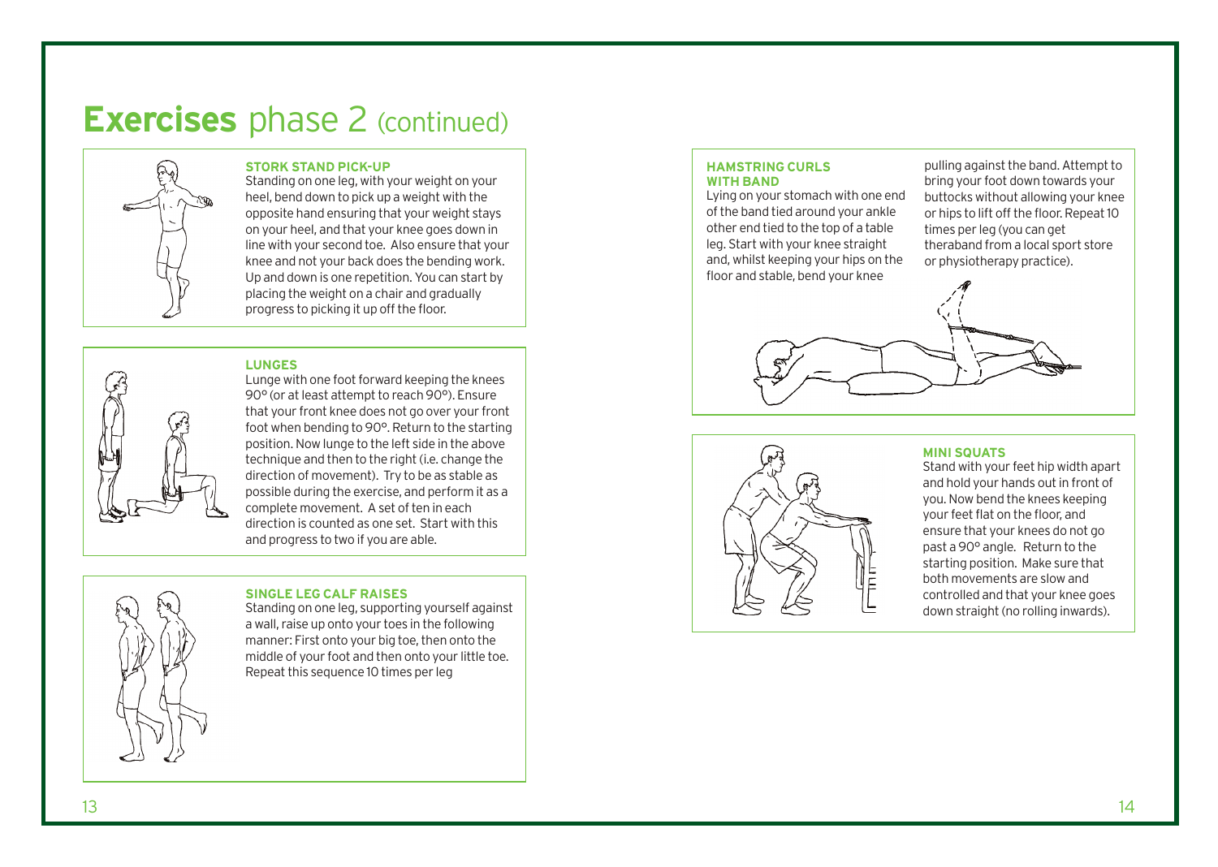# **Exercises** phase 2 (continued)

### STORK STAND PICK-UP

Standing on one leg, with your weight on your heel, bend down to pick up a weight with the opposite hand ensuring that your weight stays on your heel, and that your knee goes down in line with your second toe. Also ensure that your knee and not your back does the bending work. Up and down is one repetition. You can start by placing the weight on a chair and gradually progress to picking it up off the floor.

### LUNGES

Lunge with one foot forward keeping the knees 90° (or at least attempt to reach 90°). Ensure that your front knee does not go over your front foot when bending to 90°. Return to the starting position. Now lunge to the left side in the above technique and then to the right (i.e. change the direction of movement). Try to be as stable as possible during the exercise, and perform it as a complete movement. A set of ten in each direction is counted as one set. Start with this and progress to two if you are able.

### SINGLE LEG CALF RAISES

Standing on one leg, supporting yourself against a wall, raise up onto your toes in the following manner: First onto your big toe, then onto the middle of your foot and then onto your little toe. Repeat this sequence 10 times per leg

### HAMSTRING CURLS WITH BAND

Lying on your stomach with one end of the band tied around your ankle other end tied to the top of a table leg. Start with your knee straight and, whilst keeping your hips on the floor and stable, bend your knee pulling against the band. Attempt to bring your foot down towards your buttocks without allowing your knee or hips to lift off the floor. Repeat 10 times per leg (you can get theraband from a local sport store or physiotherapy practice).

### MINI SQUATS

Stand with your feet hip width apart and hold your hands out in front of you. Now bend the knees keeping your feet flat on the floor, and ensure that your knees do not go past a 90° angle. Return to the starting position. Make sure that both movements are slow and controlled and that your knee goes down straight (no rolling inwards).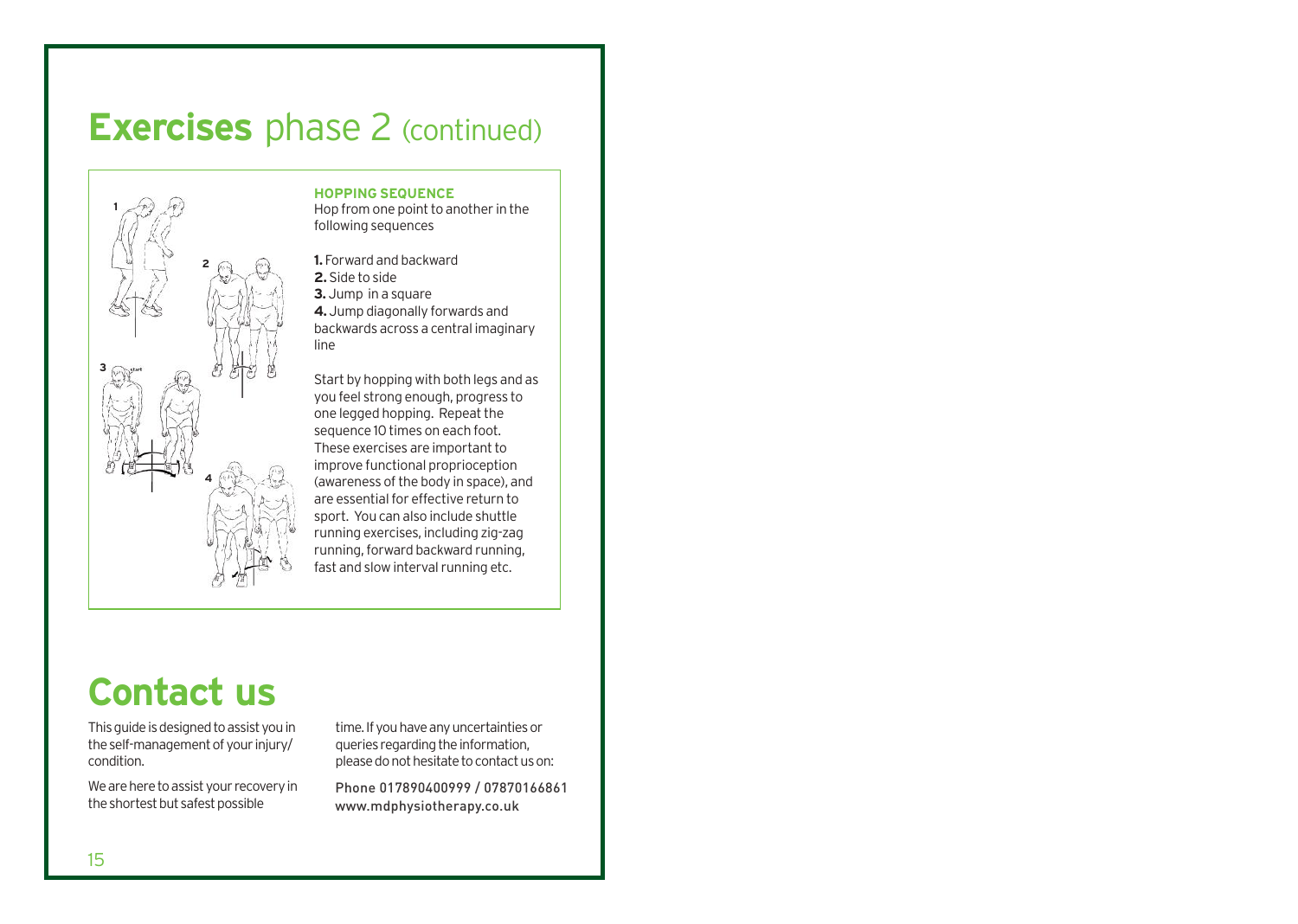# **Exercises** phase 2 (continued)

**HOPPING SEQUENCE**

Hop from one point to another in the following sequences

**1.** Forward and backward
**2.** Side to side
**3.** Jump in a square
**4.** Jump diagonally forwards and backwards across a central imaginary line

Start by hopping with both legs and as you feel strong enough, progress to one legged hopping. Repeat the sequence 10 times on each foot. These exercises are important to improve functional proprioception (awareness of the body in space), and are essential for effective return to sport. You can also include shuttle running exercises, including zig-zag running, forward backward running, fast and slow interval running etc.

# **Contact us**

This guide is designed to assist you in the self-management of your injury/condition.

We are here to assist your recovery in the shortest but safest possible time. If you have any uncertainties or queries regarding the information, please do not hesitate to contact us on:

Phone 017890400999 / 07870166861
www.mdphysiotherapy.co.uk